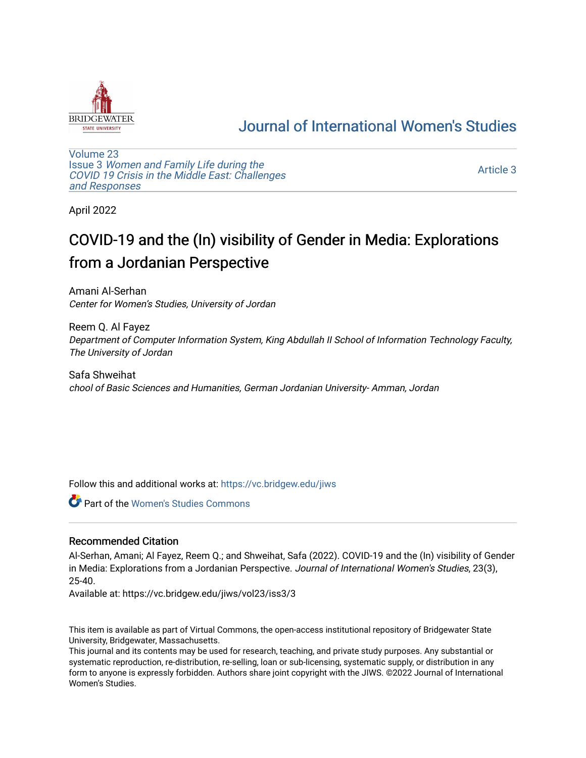# Journal of International Women's Studies

Volume 23
Issue 3 *Women and Family Life during the COVID 19 Crisis in the Middle East: Challenges and Responses*

Article 3

April 2022

## COVID-19 and the (In) visibility of Gender in Media: Explorations from a Jordanian Perspective

Amani Al-Serhan
*Center for Women's Studies, University of Jordan*

Reem Q. Al Fayez
*Department of Computer Information System, King Abdullah II School of Information Technology Faculty, The University of Jordan*

Safa Shweihat
*chool of Basic Sciences and Humanities, German Jordanian University- Amman, Jordan*

Follow this and additional works at: https://vc.bridgew.edu/jiws

Part of the Women's Studies Commons

### Recommended Citation

Al-Serhan, Amani; Al Fayez, Reem Q.; and Shweihat, Safa (2022). COVID-19 and the (In) visibility of Gender in Media: Explorations from a Jordanian Perspective. *Journal of International Women's Studies*, 23(3), 25-40.
Available at: https://vc.bridgew.edu/jiws/vol23/iss3/3

This item is available as part of Virtual Commons, the open-access institutional repository of Bridgewater State University, Bridgewater, Massachusetts.
This journal and its contents may be used for research, teaching, and private study purposes. Any substantial or systematic reproduction, re-distribution, re-selling, loan or sub-licensing, systematic supply, or distribution in any form to anyone is expressly forbidden. Authors share joint copyright with the JIWS. ©2022 Journal of International Women's Studies.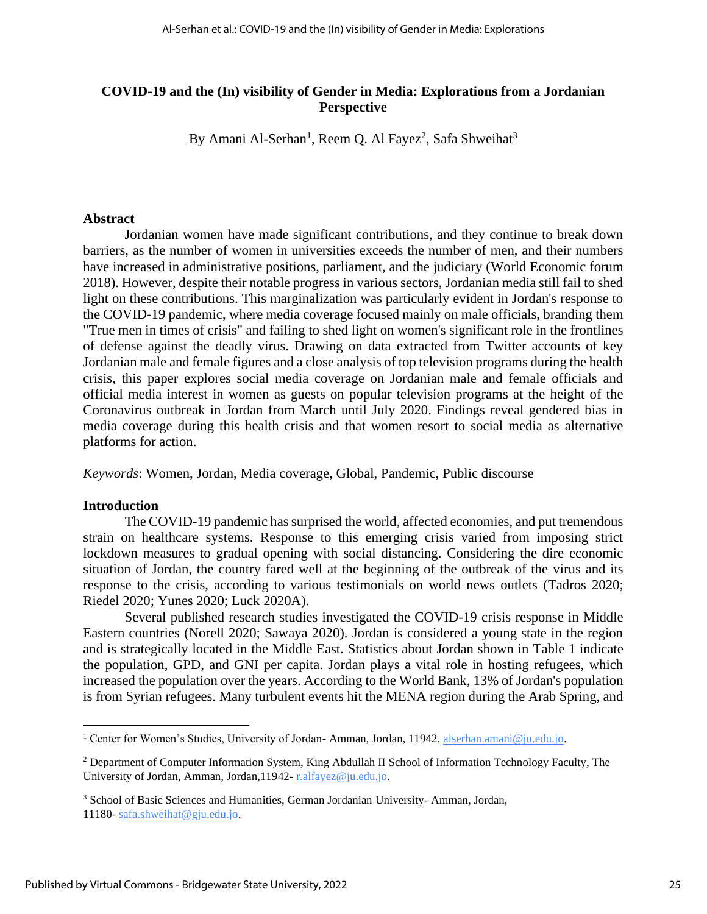# COVID-19 and the (In) visibility of Gender in Media: Explorations from a Jordanian Perspective

By Amani Al-Serhan[1], Reem Q. Al Fayez[2], Safa Shweihat[3]

## Abstract

Jordanian women have made significant contributions, and they continue to break down barriers, as the number of women in universities exceeds the number of men, and their numbers have increased in administrative positions, parliament, and the judiciary (World Economic forum 2018). However, despite their notable progress in various sectors, Jordanian media still fail to shed light on these contributions. This marginalization was particularly evident in Jordan's response to the COVID-19 pandemic, where media coverage focused mainly on male officials, branding them "True men in times of crisis" and failing to shed light on women's significant role in the frontlines of defense against the deadly virus. Drawing on data extracted from Twitter accounts of key Jordanian male and female figures and a close analysis of top television programs during the health crisis, this paper explores social media coverage on Jordanian male and female officials and official media interest in women as guests on popular television programs at the height of the Coronavirus outbreak in Jordan from March until July 2020. Findings reveal gendered bias in media coverage during this health crisis and that women resort to social media as alternative platforms for action.

*Keywords*: Women, Jordan, Media coverage, Global, Pandemic, Public discourse

## Introduction

The COVID-19 pandemic has surprised the world, affected economies, and put tremendous strain on healthcare systems. Response to this emerging crisis varied from imposing strict lockdown measures to gradual opening with social distancing. Considering the dire economic situation of Jordan, the country fared well at the beginning of the outbreak of the virus and its response to the crisis, according to various testimonials on world news outlets (Tadros 2020; Riedel 2020; Yunes 2020; Luck 2020A).

Several published research studies investigated the COVID-19 crisis response in Middle Eastern countries (Norell 2020; Sawaya 2020). Jordan is considered a young state in the region and is strategically located in the Middle East. Statistics about Jordan shown in Table 1 indicate the population, GPD, and GNI per capita. Jordan plays a vital role in hosting refugees, which increased the population over the years. According to the World Bank, 13% of Jordan's population is from Syrian refugees. Many turbulent events hit the MENA region during the Arab Spring, and

---

[1] Center for Women's Studies, University of Jordan- Amman, Jordan, 11942. alserhan.amani@ju.edu.jo.

[2] Department of Computer Information System, King Abdullah II School of Information Technology Faculty, The University of Jordan, Amman, Jordan,11942- r.alfayez@ju.edu.jo.

[3] School of Basic Sciences and Humanities, German Jordanian University- Amman, Jordan, 11180- safa.shweihat@gju.edu.jo.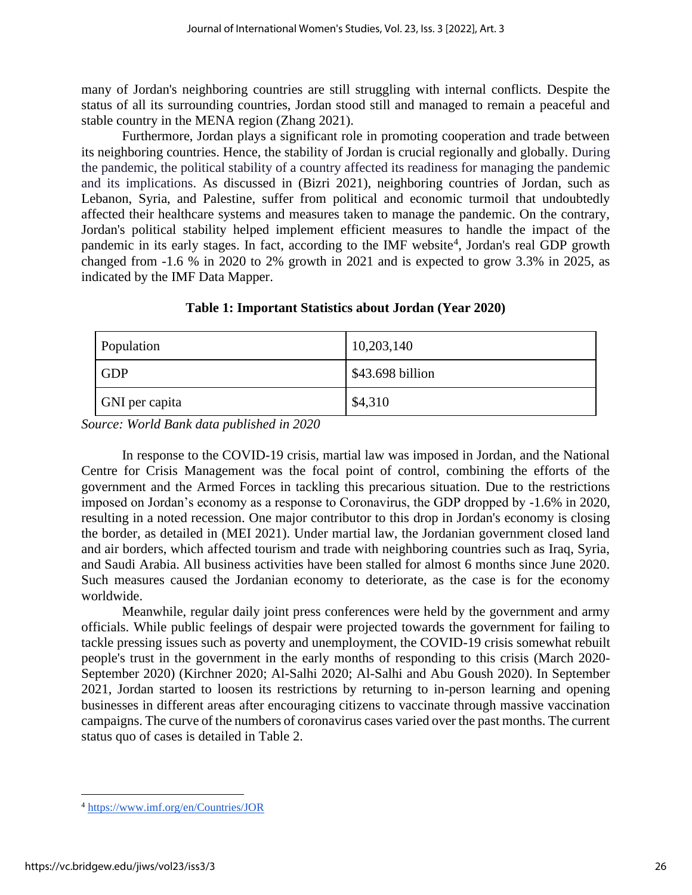many of Jordan's neighboring countries are still struggling with internal conflicts. Despite the status of all its surrounding countries, Jordan stood still and managed to remain a peaceful and stable country in the MENA region (Zhang 2021).

Furthermore, Jordan plays a significant role in promoting cooperation and trade between its neighboring countries. Hence, the stability of Jordan is crucial regionally and globally. During the pandemic, the political stability of a country affected its readiness for managing the pandemic and its implications. As discussed in (Bizri 2021), neighboring countries of Jordan, such as Lebanon, Syria, and Palestine, suffer from political and economic turmoil that undoubtedly affected their healthcare systems and measures taken to manage the pandemic. On the contrary, Jordan's political stability helped implement efficient measures to handle the impact of the pandemic in its early stages. In fact, according to the IMF website[4], Jordan's real GDP growth changed from -1.6 % in 2020 to 2% growth in 2021 and is expected to grow 3.3% in 2025, as indicated by the IMF Data Mapper.

**Table 1: Important Statistics about Jordan (Year 2020)**

| | |
|---|---|
| Population | 10,203,140 |
| GDP | $43.698 billion |
| GNI per capita | $4,310 |

*Source: World Bank data published in 2020*

In response to the COVID-19 crisis, martial law was imposed in Jordan, and the National Centre for Crisis Management was the focal point of control, combining the efforts of the government and the Armed Forces in tackling this precarious situation. Due to the restrictions imposed on Jordan's economy as a response to Coronavirus, the GDP dropped by -1.6% in 2020, resulting in a noted recession. One major contributor to this drop in Jordan's economy is closing the border, as detailed in (MEI 2021). Under martial law, the Jordanian government closed land and air borders, which affected tourism and trade with neighboring countries such as Iraq, Syria, and Saudi Arabia. All business activities have been stalled for almost 6 months since June 2020. Such measures caused the Jordanian economy to deteriorate, as the case is for the economy worldwide.

Meanwhile, regular daily joint press conferences were held by the government and army officials. While public feelings of despair were projected towards the government for failing to tackle pressing issues such as poverty and unemployment, the COVID-19 crisis somewhat rebuilt people's trust in the government in the early months of responding to this crisis (March 2020-September 2020) (Kirchner 2020; Al-Salhi 2020; Al-Salhi and Abu Goush 2020). In September 2021, Jordan started to loosen its restrictions by returning to in-person learning and opening businesses in different areas after encouraging citizens to vaccinate through massive vaccination campaigns. The curve of the numbers of coronavirus cases varied over the past months. The current status quo of cases is detailed in Table 2.

[4] https://www.imf.org/en/Countries/JOR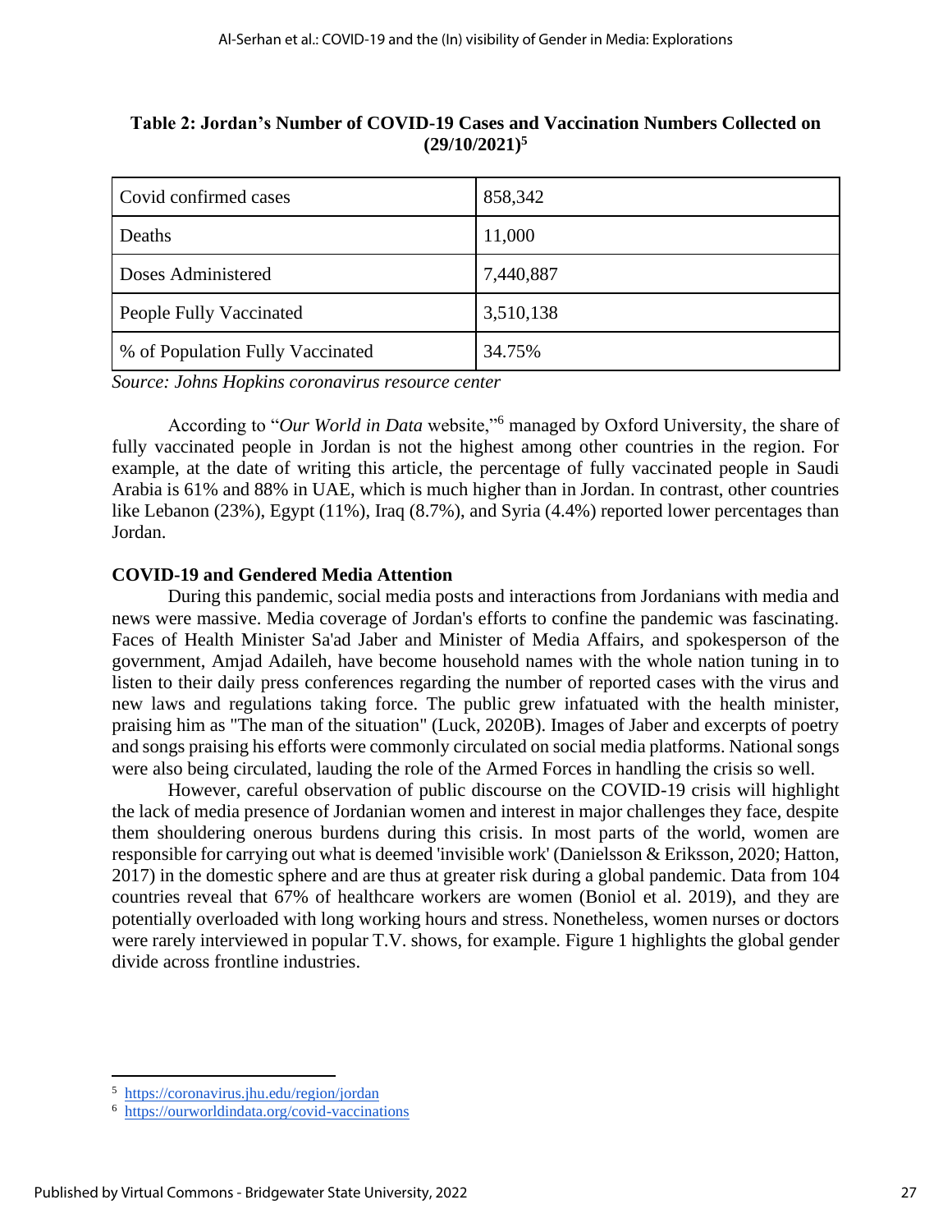**Table 2: Jordan's Number of COVID-19 Cases and Vaccination Numbers Collected on (29/10/2021)[5]**

| | |
|---|---|
| Covid confirmed cases | 858,342 |
| Deaths | 11,000 |
| Doses Administered | 7,440,887 |
| People Fully Vaccinated | 3,510,138 |
| % of Population Fully Vaccinated | 34.75% |

*Source: Johns Hopkins coronavirus resource center*

According to "*Our World in Data* website,"[6] managed by Oxford University, the share of fully vaccinated people in Jordan is not the highest among other countries in the region. For example, at the date of writing this article, the percentage of fully vaccinated people in Saudi Arabia is 61% and 88% in UAE, which is much higher than in Jordan. In contrast, other countries like Lebanon (23%), Egypt (11%), Iraq (8.7%), and Syria (4.4%) reported lower percentages than Jordan.

### COVID-19 and Gendered Media Attention

During this pandemic, social media posts and interactions from Jordanians with media and news were massive. Media coverage of Jordan's efforts to confine the pandemic was fascinating. Faces of Health Minister Sa'ad Jaber and Minister of Media Affairs, and spokesperson of the government, Amjad Adaileh, have become household names with the whole nation tuning in to listen to their daily press conferences regarding the number of reported cases with the virus and new laws and regulations taking force. The public grew infatuated with the health minister, praising him as "The man of the situation" (Luck, 2020B). Images of Jaber and excerpts of poetry and songs praising his efforts were commonly circulated on social media platforms. National songs were also being circulated, lauding the role of the Armed Forces in handling the crisis so well.

However, careful observation of public discourse on the COVID-19 crisis will highlight the lack of media presence of Jordanian women and interest in major challenges they face, despite them shouldering onerous burdens during this crisis. In most parts of the world, women are responsible for carrying out what is deemed 'invisible work' (Danielsson & Eriksson, 2020; Hatton, 2017) in the domestic sphere and are thus at greater risk during a global pandemic. Data from 104 countries reveal that 67% of healthcare workers are women (Boniol et al. 2019), and they are potentially overloaded with long working hours and stress. Nonetheless, women nurses or doctors were rarely interviewed in popular T.V. shows, for example. Figure 1 highlights the global gender divide across frontline industries.

[5] https://coronavirus.jhu.edu/region/jordan

[6] https://ourworldindata.org/covid-vaccinations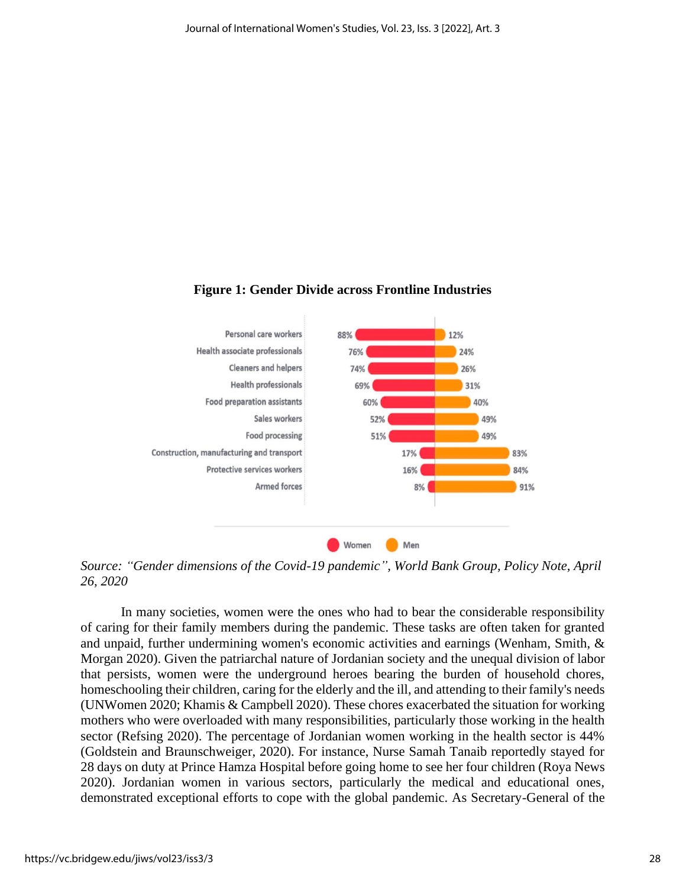**Figure 1: Gender Divide across Frontline Industries**

| Occupation | Women | Men |
| --- | --- | --- |
| Personal care workers | 88% | 12% |
| Health associate professionals | 76% | 24% |
| Cleaners and helpers | 74% | 26% |
| Health professionals | 69% | 31% |
| Food preparation assistants | 60% | 40% |
| Sales workers | 52% | 49% |
| Food processing | 51% | 49% |
| Construction, manufacturing and transport | 17% | 83% |
| Protective services workers | 16% | 84% |
| Armed forces | 8% | 91% |

*Source: "Gender dimensions of the Covid-19 pandemic", World Bank Group, Policy Note, April 26, 2020*

In many societies, women were the ones who had to bear the considerable responsibility of caring for their family members during the pandemic. These tasks are often taken for granted and unpaid, further undermining women's economic activities and earnings (Wenham, Smith, & Morgan 2020). Given the patriarchal nature of Jordanian society and the unequal division of labor that persists, women were the underground heroes bearing the burden of household chores, homeschooling their children, caring for the elderly and the ill, and attending to their family's needs (UNWomen 2020; Khamis & Campbell 2020). These chores exacerbated the situation for working mothers who were overloaded with many responsibilities, particularly those working in the health sector (Refsing 2020). The percentage of Jordanian women working in the health sector is 44% (Goldstein and Braunschweiger, 2020). For instance, Nurse Samah Tanaib reportedly stayed for 28 days on duty at Prince Hamza Hospital before going home to see her four children (Roya News 2020). Jordanian women in various sectors, particularly the medical and educational ones, demonstrated exceptional efforts to cope with the global pandemic. As Secretary-General of the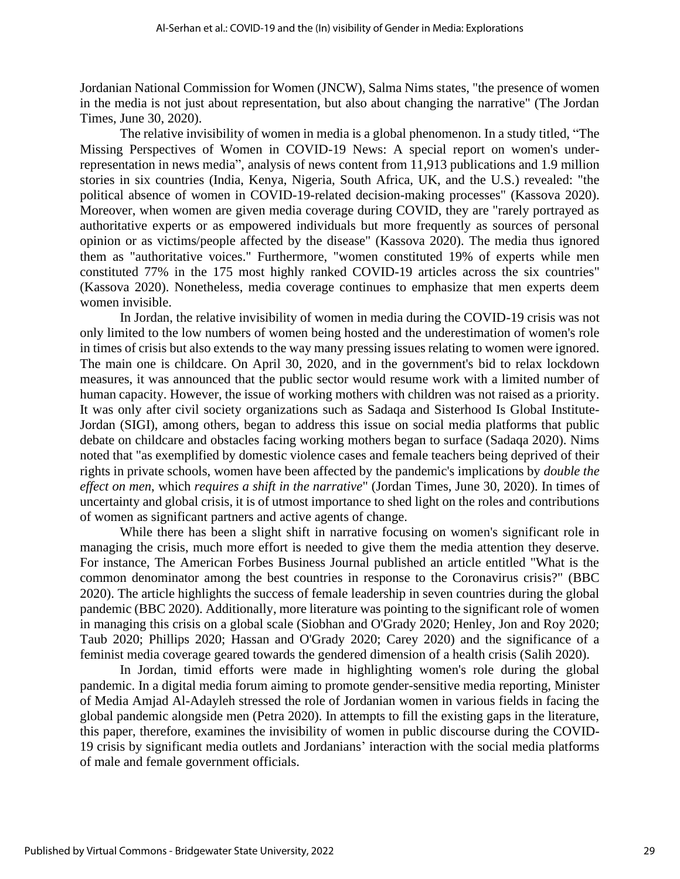Jordanian National Commission for Women (JNCW), Salma Nims states, "the presence of women in the media is not just about representation, but also about changing the narrative" (The Jordan Times, June 30, 2020).

The relative invisibility of women in media is a global phenomenon. In a study titled, "The Missing Perspectives of Women in COVID-19 News: A special report on women's under-representation in news media", analysis of news content from 11,913 publications and 1.9 million stories in six countries (India, Kenya, Nigeria, South Africa, UK, and the U.S.) revealed: "the political absence of women in COVID-19-related decision-making processes" (Kassova 2020). Moreover, when women are given media coverage during COVID, they are "rarely portrayed as authoritative experts or as empowered individuals but more frequently as sources of personal opinion or as victims/people affected by the disease" (Kassova 2020). The media thus ignored them as "authoritative voices." Furthermore, "women constituted 19% of experts while men constituted 77% in the 175 most highly ranked COVID-19 articles across the six countries" (Kassova 2020). Nonetheless, media coverage continues to emphasize that men experts deem women invisible.

In Jordan, the relative invisibility of women in media during the COVID-19 crisis was not only limited to the low numbers of women being hosted and the underestimation of women's role in times of crisis but also extends to the way many pressing issues relating to women were ignored. The main one is childcare. On April 30, 2020, and in the government's bid to relax lockdown measures, it was announced that the public sector would resume work with a limited number of human capacity. However, the issue of working mothers with children was not raised as a priority. It was only after civil society organizations such as Sadaqa and Sisterhood Is Global Institute-Jordan (SIGI), among others, began to address this issue on social media platforms that public debate on childcare and obstacles facing working mothers began to surface (Sadaqa 2020). Nims noted that "as exemplified by domestic violence cases and female teachers being deprived of their rights in private schools, women have been affected by the pandemic's implications by *double the effect on men*, which *requires a shift in the narrative*" (Jordan Times, June 30, 2020). In times of uncertainty and global crisis, it is of utmost importance to shed light on the roles and contributions of women as significant partners and active agents of change.

While there has been a slight shift in narrative focusing on women's significant role in managing the crisis, much more effort is needed to give them the media attention they deserve. For instance, The American Forbes Business Journal published an article entitled "What is the common denominator among the best countries in response to the Coronavirus crisis?" (BBC 2020). The article highlights the success of female leadership in seven countries during the global pandemic (BBC 2020). Additionally, more literature was pointing to the significant role of women in managing this crisis on a global scale (Siobhan and O'Grady 2020; Henley, Jon and Roy 2020; Taub 2020; Phillips 2020; Hassan and O'Grady 2020; Carey 2020) and the significance of a feminist media coverage geared towards the gendered dimension of a health crisis (Salih 2020).

In Jordan, timid efforts were made in highlighting women's role during the global pandemic. In a digital media forum aiming to promote gender-sensitive media reporting, Minister of Media Amjad Al-Adayleh stressed the role of Jordanian women in various fields in facing the global pandemic alongside men (Petra 2020). In attempts to fill the existing gaps in the literature, this paper, therefore, examines the invisibility of women in public discourse during the COVID-19 crisis by significant media outlets and Jordanians' interaction with the social media platforms of male and female government officials.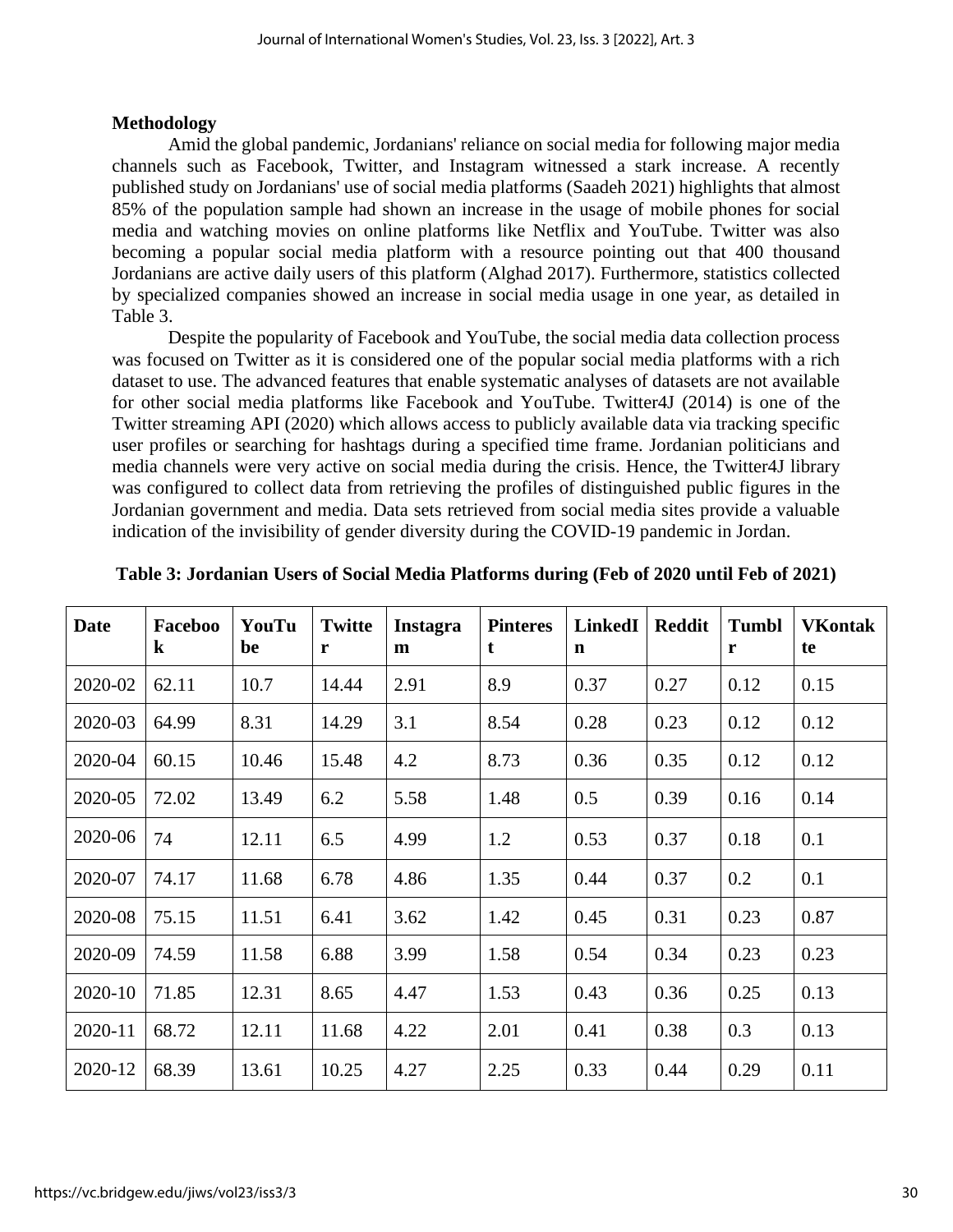**Methodology**

Amid the global pandemic, Jordanians' reliance on social media for following major media channels such as Facebook, Twitter, and Instagram witnessed a stark increase. A recently published study on Jordanians' use of social media platforms (Saadeh 2021) highlights that almost 85% of the population sample had shown an increase in the usage of mobile phones for social media and watching movies on online platforms like Netflix and YouTube. Twitter was also becoming a popular social media platform with a resource pointing out that 400 thousand Jordanians are active daily users of this platform (Alghad 2017). Furthermore, statistics collected by specialized companies showed an increase in social media usage in one year, as detailed in Table 3.

Despite the popularity of Facebook and YouTube, the social media data collection process was focused on Twitter as it is considered one of the popular social media platforms with a rich dataset to use. The advanced features that enable systematic analyses of datasets are not available for other social media platforms like Facebook and YouTube. Twitter4J (2014) is one of the Twitter streaming API (2020) which allows access to publicly available data via tracking specific user profiles or searching for hashtags during a specified time frame. Jordanian politicians and media channels were very active on social media during the crisis. Hence, the Twitter4J library was configured to collect data from retrieving the profiles of distinguished public figures in the Jordanian government and media. Data sets retrieved from social media sites provide a valuable indication of the invisibility of gender diversity during the COVID-19 pandemic in Jordan.

**Table 3: Jordanian Users of Social Media Platforms during (Feb of 2020 until Feb of 2021)**

| Date | Facebook | YouTube | Twitter | Instagram | Pinterest | LinkedIn | Reddit | Tumblr | VKontakte |
|---|---|---|---|---|---|---|---|---|---|
| 2020-02 | 62.11 | 10.7 | 14.44 | 2.91 | 8.9 | 0.37 | 0.27 | 0.12 | 0.15 |
| 2020-03 | 64.99 | 8.31 | 14.29 | 3.1 | 8.54 | 0.28 | 0.23 | 0.12 | 0.12 |
| 2020-04 | 60.15 | 10.46 | 15.48 | 4.2 | 8.73 | 0.36 | 0.35 | 0.12 | 0.12 |
| 2020-05 | 72.02 | 13.49 | 6.2 | 5.58 | 1.48 | 0.5 | 0.39 | 0.16 | 0.14 |
| 2020-06 | 74 | 12.11 | 6.5 | 4.99 | 1.2 | 0.53 | 0.37 | 0.18 | 0.1 |
| 2020-07 | 74.17 | 11.68 | 6.78 | 4.86 | 1.35 | 0.44 | 0.37 | 0.2 | 0.1 |
| 2020-08 | 75.15 | 11.51 | 6.41 | 3.62 | 1.42 | 0.45 | 0.31 | 0.23 | 0.87 |
| 2020-09 | 74.59 | 11.58 | 6.88 | 3.99 | 1.58 | 0.54 | 0.34 | 0.23 | 0.23 |
| 2020-10 | 71.85 | 12.31 | 8.65 | 4.47 | 1.53 | 0.43 | 0.36 | 0.25 | 0.13 |
| 2020-11 | 68.72 | 12.11 | 11.68 | 4.22 | 2.01 | 0.41 | 0.38 | 0.3 | 0.13 |
| 2020-12 | 68.39 | 13.61 | 10.25 | 4.27 | 2.25 | 0.33 | 0.44 | 0.29 | 0.11 |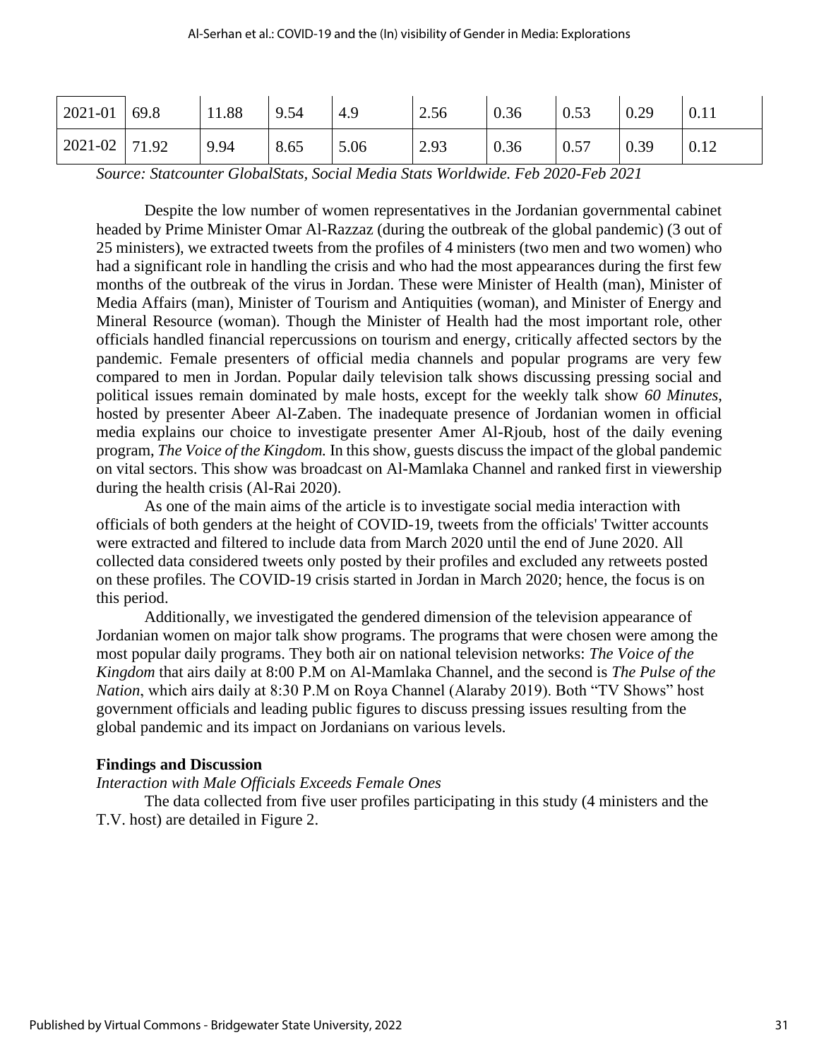| | | | | | | | | | |
|---|---|---|---|---|---|---|---|---|---|
| 2021-01 | 69.8 | 11.88 | 9.54 | 4.9 | 2.56 | 0.36 | 0.53 | 0.29 | 0.11 |
| 2021-02 | 71.92 | 9.94 | 8.65 | 5.06 | 2.93 | 0.36 | 0.57 | 0.39 | 0.12 |

*Source: Statcounter GlobalStats, Social Media Stats Worldwide. Feb 2020-Feb 2021*

Despite the low number of women representatives in the Jordanian governmental cabinet headed by Prime Minister Omar Al-Razzaz (during the outbreak of the global pandemic) (3 out of 25 ministers), we extracted tweets from the profiles of 4 ministers (two men and two women) who had a significant role in handling the crisis and who had the most appearances during the first few months of the outbreak of the virus in Jordan. These were Minister of Health (man), Minister of Media Affairs (man), Minister of Tourism and Antiquities (woman), and Minister of Energy and Mineral Resource (woman). Though the Minister of Health had the most important role, other officials handled financial repercussions on tourism and energy, critically affected sectors by the pandemic. Female presenters of official media channels and popular programs are very few compared to men in Jordan. Popular daily television talk shows discussing pressing social and political issues remain dominated by male hosts, except for the weekly talk show *60 Minutes*, hosted by presenter Abeer Al-Zaben. The inadequate presence of Jordanian women in official media explains our choice to investigate presenter Amer Al-Rjoub, host of the daily evening program, *The Voice of the Kingdom.* In this show, guests discuss the impact of the global pandemic on vital sectors. This show was broadcast on Al-Mamlaka Channel and ranked first in viewership during the health crisis (Al-Rai 2020).

As one of the main aims of the article is to investigate social media interaction with officials of both genders at the height of COVID-19, tweets from the officials' Twitter accounts were extracted and filtered to include data from March 2020 until the end of June 2020. All collected data considered tweets only posted by their profiles and excluded any retweets posted on these profiles. The COVID-19 crisis started in Jordan in March 2020; hence, the focus is on this period.

Additionally, we investigated the gendered dimension of the television appearance of Jordanian women on major talk show programs. The programs that were chosen were among the most popular daily programs. They both air on national television networks: *The Voice of the Kingdom* that airs daily at 8:00 P.M on Al-Mamlaka Channel, and the second is *The Pulse of the Nation*, which airs daily at 8:30 P.M on Roya Channel (Alaraby 2019). Both "TV Shows" host government officials and leading public figures to discuss pressing issues resulting from the global pandemic and its impact on Jordanians on various levels.

## Findings and Discussion

*Interaction with Male Officials Exceeds Female Ones*

The data collected from five user profiles participating in this study (4 ministers and the T.V. host) are detailed in Figure 2.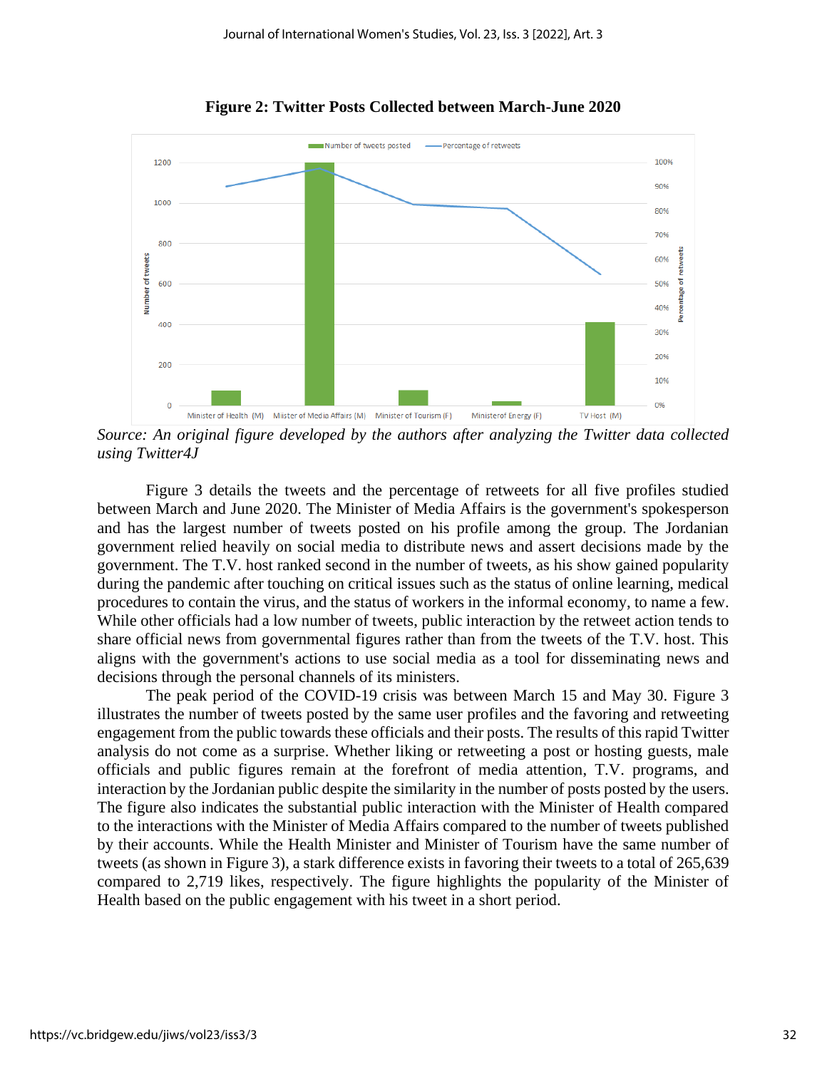**Figure 2: Twitter Posts Collected between March-June 2020**

*Source: An original figure developed by the authors after analyzing the Twitter data collected using Twitter4J*

Figure 3 details the tweets and the percentage of retweets for all five profiles studied between March and June 2020. The Minister of Media Affairs is the government's spokesperson and has the largest number of tweets posted on his profile among the group. The Jordanian government relied heavily on social media to distribute news and assert decisions made by the government. The T.V. host ranked second in the number of tweets, as his show gained popularity during the pandemic after touching on critical issues such as the status of online learning, medical procedures to contain the virus, and the status of workers in the informal economy, to name a few. While other officials had a low number of tweets, public interaction by the retweet action tends to share official news from governmental figures rather than from the tweets of the T.V. host. This aligns with the government's actions to use social media as a tool for disseminating news and decisions made through the personal channels of its ministers.

The peak period of the COVID-19 crisis was between March 15 and May 30. Figure 3 illustrates the number of tweets posted by the same user profiles and the favoring and retweeting engagement from the public towards these officials and their posts. The results of this rapid Twitter analysis do not come as a surprise. Whether liking or retweeting a post or hosting guests, male officials and public figures remain at the forefront of media attention, T.V. programs, and interaction by the Jordanian public despite the similarity in the number of posts posted by the users. The figure also indicates the substantial public interaction with the Minister of Health compared to the interactions with the Minister of Media Affairs compared to the number of tweets published by their accounts. While the Health Minister and Minister of Tourism have the same number of tweets (as shown in Figure 3), a stark difference exists in favoring their tweets to a total of 265,639 compared to 2,719 likes, respectively. The figure highlights the popularity of the Minister of Health based on the public engagement with his tweet in a short period.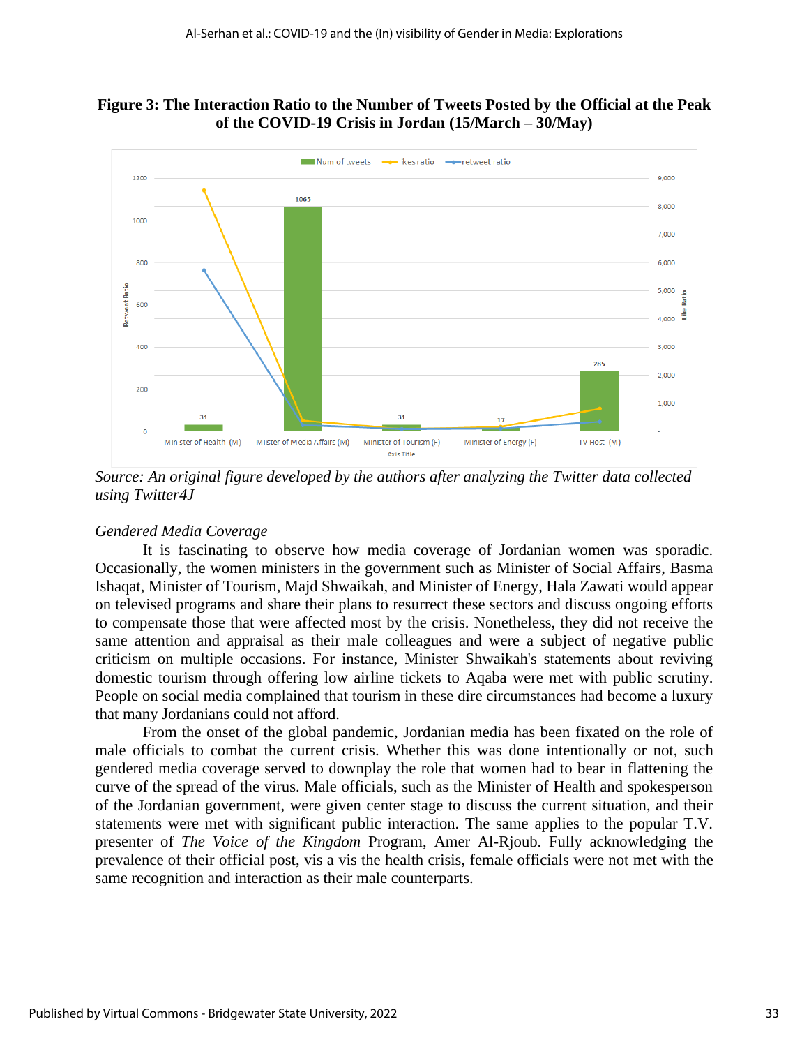**Figure 3: The Interaction Ratio to the Number of Tweets Posted by the Official at the Peak of the COVID-19 Crisis in Jordan (15/March – 30/May)**

*Source: An original figure developed by the authors after analyzing the Twitter data collected using Twitter4J*

*Gendered Media Coverage*

It is fascinating to observe how media coverage of Jordanian women was sporadic. Occasionally, the women ministers in the government such as Minister of Social Affairs, Basma Ishaqat, Minister of Tourism, Majd Shwaikah, and Minister of Energy, Hala Zawati would appear on televised programs and share their plans to resurrect these sectors and discuss ongoing efforts to compensate those that were affected most by the crisis. Nonetheless, they did not receive the same attention and appraisal as their male colleagues and were a subject of negative public criticism on multiple occasions. For instance, Minister Shwaikah's statements about reviving domestic tourism through offering low airline tickets to Aqaba were met with public scrutiny. People on social media complained that tourism in these dire circumstances had become a luxury that many Jordanians could not afford.

From the onset of the global pandemic, Jordanian media has been fixated on the role of male officials to combat the current crisis. Whether this was done intentionally or not, such gendered media coverage served to downplay the role that women had to bear in flattening the curve of the spread of the virus. Male officials, such as the Minister of Health and spokesperson of the Jordanian government, were given center stage to discuss the current situation, and their statements were met with significant public interaction. The same applies to the popular T.V. presenter of *The Voice of the Kingdom* Program, Amer Al-Rjoub. Fully acknowledging the prevalence of their official post, vis a vis the health crisis, female officials were not met with the same recognition and interaction as their male counterparts.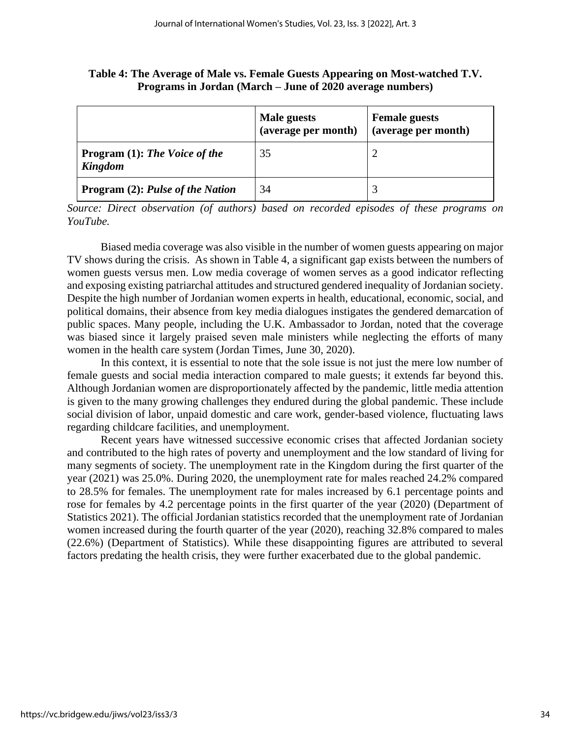**Table 4: The Average of Male vs. Female Guests Appearing on Most-watched T.V. Programs in Jordan (March – June of 2020 average numbers)**

| | **Male guests (average per month)** | **Female guests (average per month)** |
|---|---|---|
| **Program (1):** ***The Voice of the Kingdom*** | 35 | 2 |
| **Program (2):** ***Pulse of the Nation*** | 34 | 3 |

*Source: Direct observation (of authors) based on recorded episodes of these programs on YouTube.*

Biased media coverage was also visible in the number of women guests appearing on major TV shows during the crisis. As shown in Table 4, a significant gap exists between the numbers of women guests versus men. Low media coverage of women serves as a good indicator reflecting and exposing existing patriarchal attitudes and structured gendered inequality of Jordanian society. Despite the high number of Jordanian women experts in health, educational, economic, social, and political domains, their absence from key media dialogues instigates the gendered demarcation of public spaces. Many people, including the U.K. Ambassador to Jordan, noted that the coverage was biased since it largely praised seven male ministers while neglecting the efforts of many women in the health care system (Jordan Times, June 30, 2020).

In this context, it is essential to note that the sole issue is not just the mere low number of female guests and social media interaction compared to male guests; it extends far beyond this. Although Jordanian women are disproportionately affected by the pandemic, little media attention is given to the many growing challenges they endured during the global pandemic. These include social division of labor, unpaid domestic and care work, gender-based violence, fluctuating laws regarding childcare facilities, and unemployment.

Recent years have witnessed successive economic crises that affected Jordanian society and contributed to the high rates of poverty and unemployment and the low standard of living for many segments of society. The unemployment rate in the Kingdom during the first quarter of the year (2021) was 25.0%. During 2020, the unemployment rate for males reached 24.2% compared to 28.5% for females. The unemployment rate for males increased by 6.1 percentage points and rose for females by 4.2 percentage points in the first quarter of the year (2020) (Department of Statistics 2021). The official Jordanian statistics recorded that the unemployment rate of Jordanian women increased during the fourth quarter of the year (2020), reaching 32.8% compared to males (22.6%) (Department of Statistics). While these disappointing figures are attributed to several factors predating the health crisis, they were further exacerbated due to the global pandemic.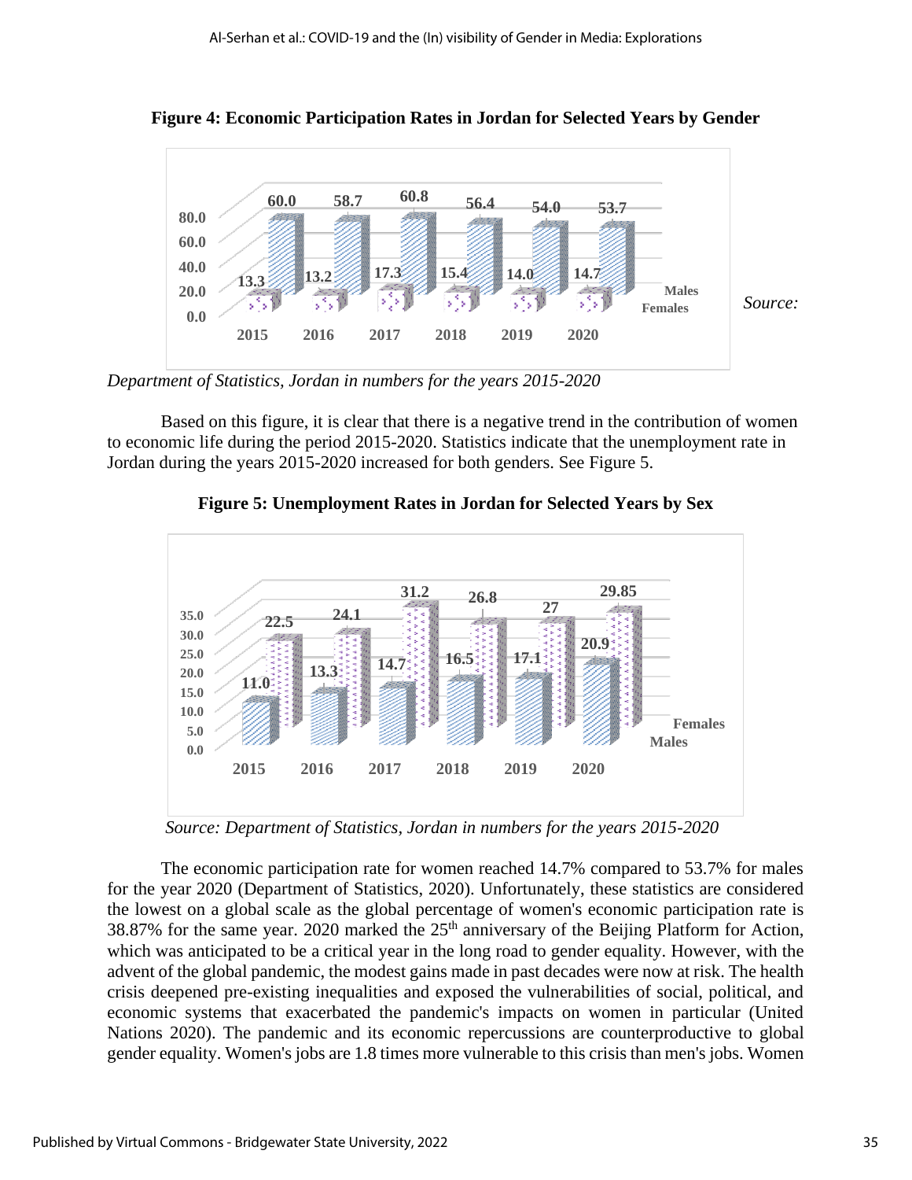**Figure 4: Economic Participation Rates in Jordan for Selected Years by Gender**

| | 2015 | 2016 | 2017 | 2018 | 2019 | 2020 |
|---|---|---|---|---|---|---|
| Males | 60.0 | 58.7 | 60.8 | 56.4 | 54.0 | 53.7 |
| Females | 13.3 | 13.2 | 17.3 | 15.4 | 14.0 | 14.7 |

*Source: Department of Statistics, Jordan in numbers for the years 2015-2020*

Based on this figure, it is clear that there is a negative trend in the contribution of women to economic life during the period 2015-2020. Statistics indicate that the unemployment rate in Jordan during the years 2015-2020 increased for both genders. See Figure 5.

**Figure 5: Unemployment Rates in Jordan for Selected Years by Sex**

| | 2015 | 2016 | 2017 | 2018 | 2019 | 2020 |
|---|---|---|---|---|---|---|
| Males | 11.0 | 13.3 | 14.7 | 16.5 | 17.1 | 20.9 |
| Females | 22.5 | 24.1 | 31.2 | 26.8 | 27 | 29.85 |

*Source: Department of Statistics, Jordan in numbers for the years 2015-2020*

The economic participation rate for women reached 14.7% compared to 53.7% for males for the year 2020 (Department of Statistics, 2020). Unfortunately, these statistics are considered the lowest on a global scale as the global percentage of women's economic participation rate is 38.87% for the same year. 2020 marked the 25th anniversary of the Beijing Platform for Action, which was anticipated to be a critical year in the long road to gender equality. However, with the advent of the global pandemic, the modest gains made in past decades were now at risk. The health crisis deepened pre-existing inequalities and exposed the vulnerabilities of social, political, and economic systems that exacerbated the pandemic's impacts on women in particular (United Nations 2020). The pandemic and its economic repercussions are counterproductive to global gender equality. Women's jobs are 1.8 times more vulnerable to this crisis than men's jobs. Women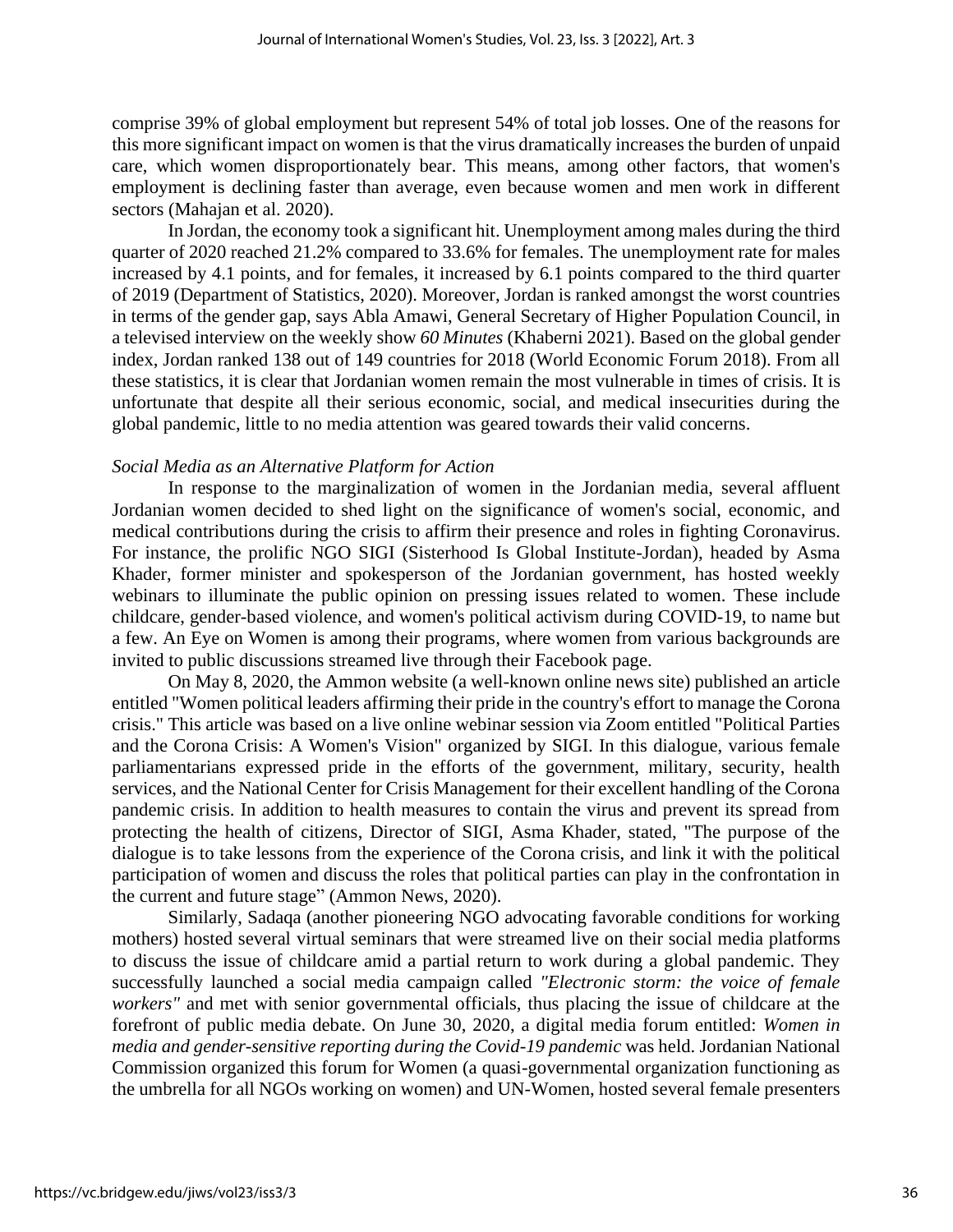comprise 39% of global employment but represent 54% of total job losses. One of the reasons for this more significant impact on women is that the virus dramatically increases the burden of unpaid care, which women disproportionately bear. This means, among other factors, that women's employment is declining faster than average, even because women and men work in different sectors (Mahajan et al. 2020).

In Jordan, the economy took a significant hit. Unemployment among males during the third quarter of 2020 reached 21.2% compared to 33.6% for females. The unemployment rate for males increased by 4.1 points, and for females, it increased by 6.1 points compared to the third quarter of 2019 (Department of Statistics, 2020). Moreover, Jordan is ranked amongst the worst countries in terms of the gender gap, says Abla Amawi, General Secretary of Higher Population Council, in a televised interview on the weekly show *60 Minutes* (Khaberni 2021). Based on the global gender index, Jordan ranked 138 out of 149 countries for 2018 (World Economic Forum 2018). From all these statistics, it is clear that Jordanian women remain the most vulnerable in times of crisis. It is unfortunate that despite all their serious economic, social, and medical insecurities during the global pandemic, little to no media attention was geared towards their valid concerns.

### *Social Media as an Alternative Platform for Action*

In response to the marginalization of women in the Jordanian media, several affluent Jordanian women decided to shed light on the significance of women's social, economic, and medical contributions during the crisis to affirm their presence and roles in fighting Coronavirus. For instance, the prolific NGO SIGI (Sisterhood Is Global Institute-Jordan), headed by Asma Khader, former minister and spokesperson of the Jordanian government, has hosted weekly webinars to illuminate the public opinion on pressing issues related to women. These include childcare, gender-based violence, and women's political activism during COVID-19, to name but a few. An Eye on Women is among their programs, where women from various backgrounds are invited to public discussions streamed live through their Facebook page.

On May 8, 2020, the Ammon website (a well-known online news site) published an article entitled "Women political leaders affirming their pride in the country's effort to manage the Corona crisis." This article was based on a live online webinar session via Zoom entitled "Political Parties and the Corona Crisis: A Women's Vision" organized by SIGI. In this dialogue, various female parliamentarians expressed pride in the efforts of the government, military, security, health services, and the National Center for Crisis Management for their excellent handling of the Corona pandemic crisis. In addition to health measures to contain the virus and prevent its spread from protecting the health of citizens, Director of SIGI, Asma Khader, stated, "The purpose of the dialogue is to take lessons from the experience of the Corona crisis, and link it with the political participation of women and discuss the roles that political parties can play in the confrontation in the current and future stage" (Ammon News, 2020).

Similarly, Sadaqa (another pioneering NGO advocating favorable conditions for working mothers) hosted several virtual seminars that were streamed live on their social media platforms to discuss the issue of childcare amid a partial return to work during a global pandemic. They successfully launched a social media campaign called *"Electronic storm: the voice of female workers"* and met with senior governmental officials, thus placing the issue of childcare at the forefront of public media debate. On June 30, 2020, a digital media forum entitled: *Women in media and gender-sensitive reporting during the Covid-19 pandemic* was held. Jordanian National Commission organized this forum for Women (a quasi-governmental organization functioning as the umbrella for all NGOs working on women) and UN-Women, hosted several female presenters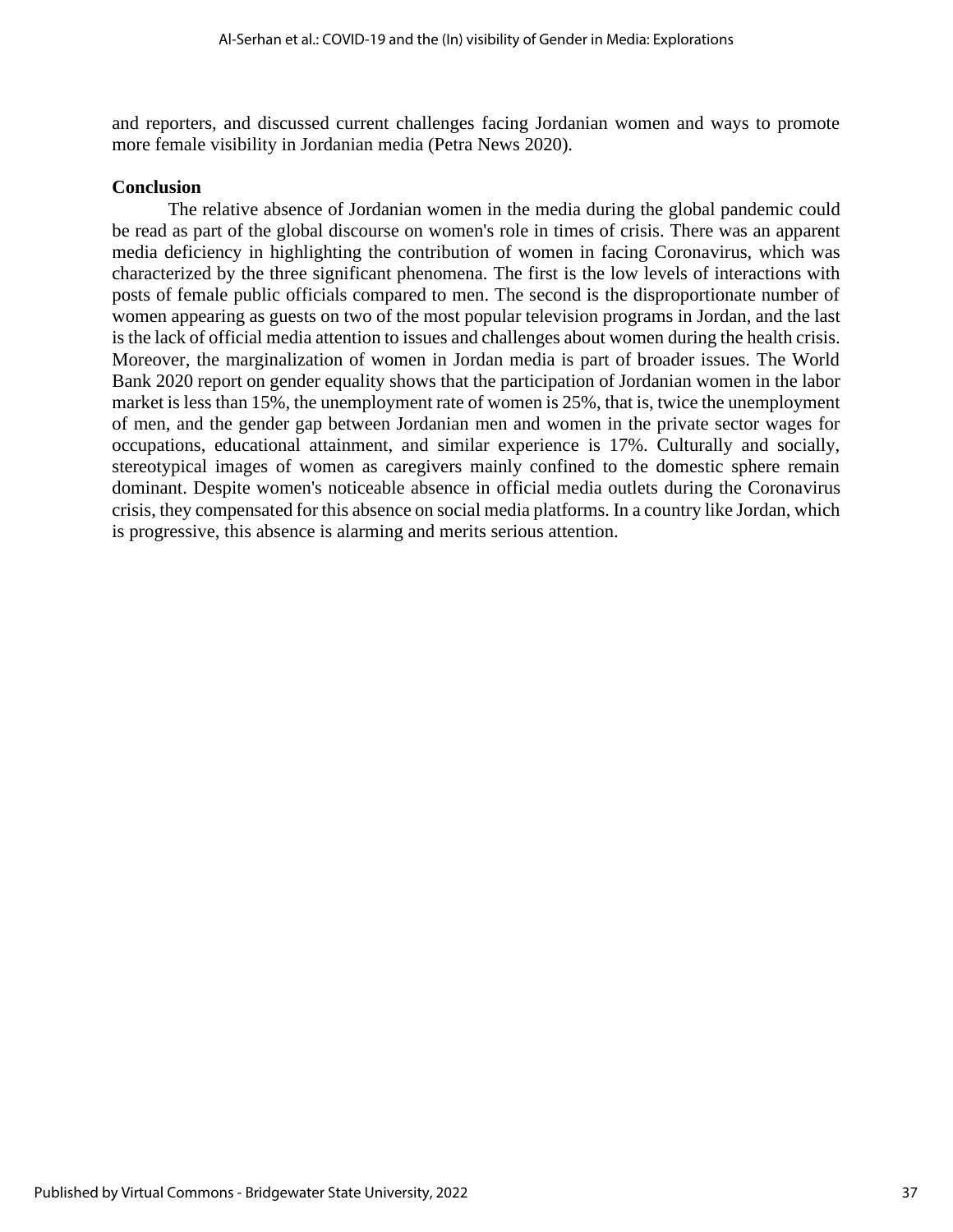and reporters, and discussed current challenges facing Jordanian women and ways to promote more female visibility in Jordanian media (Petra News 2020).

**Conclusion**

The relative absence of Jordanian women in the media during the global pandemic could be read as part of the global discourse on women's role in times of crisis. There was an apparent media deficiency in highlighting the contribution of women in facing Coronavirus, which was characterized by the three significant phenomena. The first is the low levels of interactions with posts of female public officials compared to men. The second is the disproportionate number of women appearing as guests on two of the most popular television programs in Jordan, and the last is the lack of official media attention to issues and challenges about women during the health crisis. Moreover, the marginalization of women in Jordan media is part of broader issues. The World Bank 2020 report on gender equality shows that the participation of Jordanian women in the labor market is less than 15%, the unemployment rate of women is 25%, that is, twice the unemployment of men, and the gender gap between Jordanian men and women in the private sector wages for occupations, educational attainment, and similar experience is 17%. Culturally and socially, stereotypical images of women as caregivers mainly confined to the domestic sphere remain dominant. Despite women's noticeable absence in official media outlets during the Coronavirus crisis, they compensated for this absence on social media platforms. In a country like Jordan, which is progressive, this absence is alarming and merits serious attention.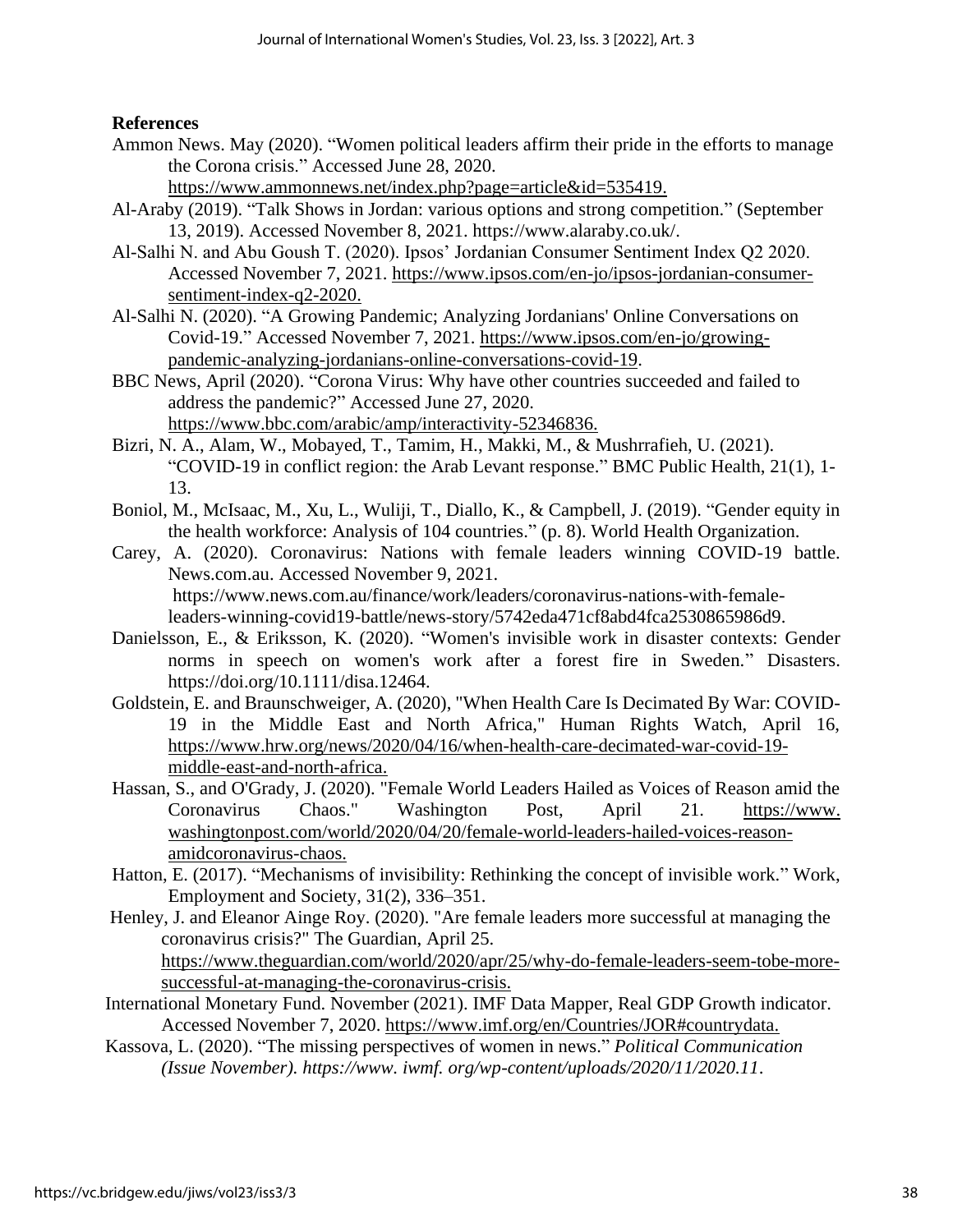**References**

Ammon News. May (2020). "Women political leaders affirm their pride in the efforts to manage the Corona crisis." Accessed June 28, 2020. https://www.ammonnews.net/index.php?page=article&id=535419.

Al-Araby (2019). "Talk Shows in Jordan: various options and strong competition." (September 13, 2019). Accessed November 8, 2021. https://www.alaraby.co.uk/.

Al-Salhi N. and Abu Goush T. (2020). Ipsos' Jordanian Consumer Sentiment Index Q2 2020. Accessed November 7, 2021. https://www.ipsos.com/en-jo/ipsos-jordanian-consumer-sentiment-index-q2-2020.

Al-Salhi N. (2020). "A Growing Pandemic; Analyzing Jordanians' Online Conversations on Covid-19." Accessed November 7, 2021. https://www.ipsos.com/en-jo/growing-pandemic-analyzing-jordanians-online-conversations-covid-19.

BBC News, April (2020). "Corona Virus: Why have other countries succeeded and failed to address the pandemic?" Accessed June 27, 2020. https://www.bbc.com/arabic/amp/interactivity-52346836.

Bizri, N. A., Alam, W., Mobayed, T., Tamim, H., Makki, M., & Mushrrafieh, U. (2021). "COVID-19 in conflict region: the Arab Levant response." BMC Public Health, 21(1), 1-13.

Boniol, M., McIsaac, M., Xu, L., Wuliji, T., Diallo, K., & Campbell, J. (2019). "Gender equity in the health workforce: Analysis of 104 countries." (p. 8). World Health Organization.

Carey, A. (2020). Coronavirus: Nations with female leaders winning COVID-19 battle. News.com.au. Accessed November 9, 2021. https://www.news.com.au/finance/work/leaders/coronavirus-nations-with-female-leaders-winning-covid19-battle/news-story/5742eda471cf8abd4fca2530865986d9.

Danielsson, E., & Eriksson, K. (2020). "Women's invisible work in disaster contexts: Gender norms in speech on women's work after a forest fire in Sweden." Disasters. https://doi.org/10.1111/disa.12464.

Goldstein, E. and Braunschweiger, A. (2020), "When Health Care Is Decimated By War: COVID-19 in the Middle East and North Africa," Human Rights Watch, April 16, https://www.hrw.org/news/2020/04/16/when-health-care-decimated-war-covid-19-middle-east-and-north-africa.

Hassan, S., and O'Grady, J. (2020). "Female World Leaders Hailed as Voices of Reason amid the Coronavirus Chaos." Washington Post, April 21. https://www.washingtonpost.com/world/2020/04/20/female-world-leaders-hailed-voices-reason-amidcoronavirus-chaos.

Hatton, E. (2017). "Mechanisms of invisibility: Rethinking the concept of invisible work." Work, Employment and Society, 31(2), 336–351.

Henley, J. and Eleanor Ainge Roy. (2020). "Are female leaders more successful at managing the coronavirus crisis?" The Guardian, April 25. https://www.theguardian.com/world/2020/apr/25/why-do-female-leaders-seem-tobe-more-successful-at-managing-the-coronavirus-crisis.

International Monetary Fund. November (2021). IMF Data Mapper, Real GDP Growth indicator. Accessed November 7, 2020. https://www.imf.org/en/Countries/JOR#countrydata.

Kassova, L. (2020). "The missing perspectives of women in news." *Political Communication (Issue November). https://www. iwmf. org/wp-content/uploads/2020/11/2020.11*.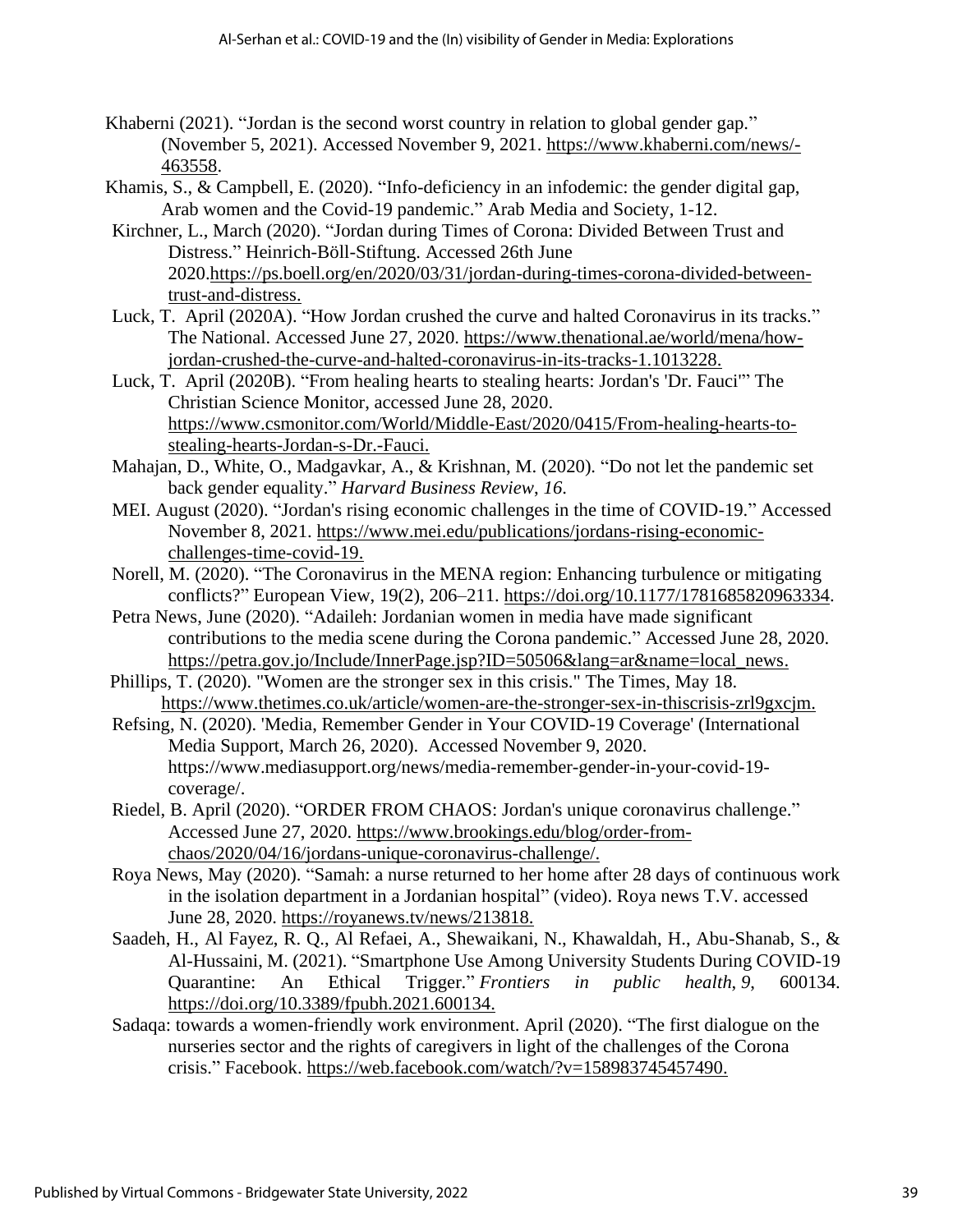Khaberni (2021). "Jordan is the second worst country in relation to global gender gap." (November 5, 2021). Accessed November 9, 2021. https://www.khaberni.com/news/-463558.

Khamis, S., & Campbell, E. (2020). "Info-deficiency in an infodemic: the gender digital gap, Arab women and the Covid-19 pandemic." Arab Media and Society, 1-12.

Kirchner, L., March (2020). "Jordan during Times of Corona: Divided Between Trust and Distress." Heinrich-Böll-Stiftung. Accessed 26th June 2020.https://ps.boell.org/en/2020/03/31/jordan-during-times-corona-divided-between-trust-and-distress.

Luck, T. April (2020A). "How Jordan crushed the curve and halted Coronavirus in its tracks." The National. Accessed June 27, 2020. https://www.thenational.ae/world/mena/how-jordan-crushed-the-curve-and-halted-coronavirus-in-its-tracks-1.1013228.

Luck, T. April (2020B). "From healing hearts to stealing hearts: Jordan's 'Dr. Fauci'" The Christian Science Monitor, accessed June 28, 2020. https://www.csmonitor.com/World/Middle-East/2020/0415/From-healing-hearts-to-stealing-hearts-Jordan-s-Dr.-Fauci.

Mahajan, D., White, O., Madgavkar, A., & Krishnan, M. (2020). "Do not let the pandemic set back gender equality." *Harvard Business Review, 16*.

MEI. August (2020). "Jordan's rising economic challenges in the time of COVID-19." Accessed November 8, 2021. https://www.mei.edu/publications/jordans-rising-economic-challenges-time-covid-19.

Norell, M. (2020). "The Coronavirus in the MENA region: Enhancing turbulence or mitigating conflicts?" European View, 19(2), 206–211. https://doi.org/10.1177/1781685820963334.

Petra News, June (2020). "Adaileh: Jordanian women in media have made significant contributions to the media scene during the Corona pandemic." Accessed June 28, 2020. https://petra.gov.jo/Include/InnerPage.jsp?ID=50506&lang=ar&name=local_news.

Phillips, T. (2020). "Women are the stronger sex in this crisis." The Times, May 18. https://www.thetimes.co.uk/article/women-are-the-stronger-sex-in-thiscrisis-zrl9gxcjm.

Refsing, N. (2020). 'Media, Remember Gender in Your COVID-19 Coverage' (International Media Support, March 26, 2020). Accessed November 9, 2020. https://www.mediasupport.org/news/media-remember-gender-in-your-covid-19-coverage/.

Riedel, B. April (2020). "ORDER FROM CHAOS: Jordan's unique coronavirus challenge." Accessed June 27, 2020. https://www.brookings.edu/blog/order-from-chaos/2020/04/16/jordans-unique-coronavirus-challenge/.

Roya News, May (2020). "Samah: a nurse returned to her home after 28 days of continuous work in the isolation department in a Jordanian hospital" (video). Roya news T.V. accessed June 28, 2020. https://royanews.tv/news/213818.

Saadeh, H., Al Fayez, R. Q., Al Refaei, A., Shewaikani, N., Khawaldah, H., Abu-Shanab, S., & Al-Hussaini, M. (2021). "Smartphone Use Among University Students During COVID-19 Quarantine: An Ethical Trigger." *Frontiers in public health*, *9*, 600134. https://doi.org/10.3389/fpubh.2021.600134.

Sadaqa: towards a women-friendly work environment. April (2020). "The first dialogue on the nurseries sector and the rights of caregivers in light of the challenges of the Corona crisis." Facebook. https://web.facebook.com/watch/?v=158983745457490.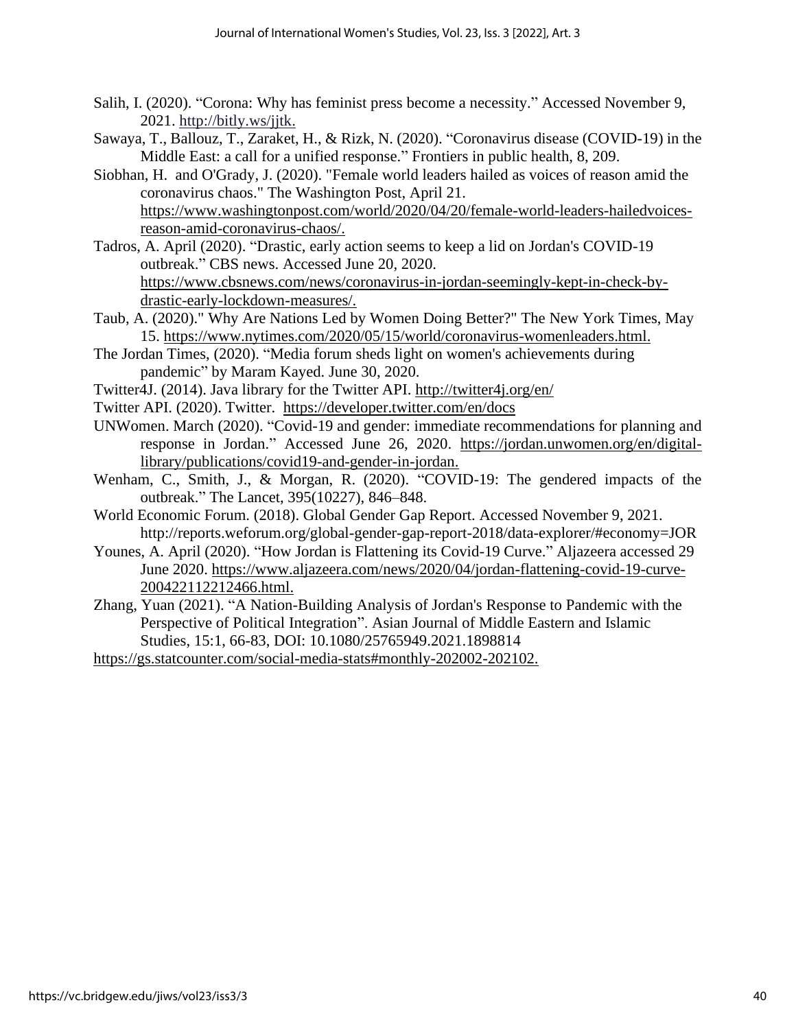Salih, I. (2020). “Corona: Why has feminist press become a necessity.” Accessed November 9, 2021. http://bitly.ws/jjtk.

Sawaya, T., Ballouz, T., Zaraket, H., & Rizk, N. (2020). “Coronavirus disease (COVID-19) in the Middle East: a call for a unified response.” Frontiers in public health, 8, 209.

Siobhan, H. and O'Grady, J. (2020). "Female world leaders hailed as voices of reason amid the coronavirus chaos." The Washington Post, April 21. https://www.washingtonpost.com/world/2020/04/20/female-world-leaders-hailedvoices-reason-amid-coronavirus-chaos/.

Tadros, A. April (2020). “Drastic, early action seems to keep a lid on Jordan's COVID-19 outbreak.” CBS news. Accessed June 20, 2020. https://www.cbsnews.com/news/coronavirus-in-jordan-seemingly-kept-in-check-by-drastic-early-lockdown-measures/.

Taub, A. (2020)." Why Are Nations Led by Women Doing Better?" The New York Times, May 15. https://www.nytimes.com/2020/05/15/world/coronavirus-womenleaders.html.

The Jordan Times, (2020). “Media forum sheds light on women's achievements during pandemic” by Maram Kayed. June 30, 2020.

Twitter4J. (2014). Java library for the Twitter API. http://twitter4j.org/en/

Twitter API. (2020). Twitter. https://developer.twitter.com/en/docs

UNWomen. March (2020). “Covid-19 and gender: immediate recommendations for planning and response in Jordan.” Accessed June 26, 2020. https://jordan.unwomen.org/en/digital-library/publications/covid19-and-gender-in-jordan.

Wenham, C., Smith, J., & Morgan, R. (2020). “COVID-19: The gendered impacts of the outbreak.” The Lancet, 395(10227), 846–848.

World Economic Forum. (2018). Global Gender Gap Report. Accessed November 9, 2021. http://reports.weforum.org/global-gender-gap-report-2018/data-explorer/#economy=JOR

Younes, A. April (2020). “How Jordan is Flattening its Covid-19 Curve.” Aljazeera accessed 29 June 2020. https://www.aljazeera.com/news/2020/04/jordan-flattening-covid-19-curve-200422112212466.html.

Zhang, Yuan (2021). “A Nation-Building Analysis of Jordan's Response to Pandemic with the Perspective of Political Integration”. Asian Journal of Middle Eastern and Islamic Studies, 15:1, 66-83, DOI: 10.1080/25765949.2021.1898814

https://gs.statcounter.com/social-media-stats#monthly-202002-202102.